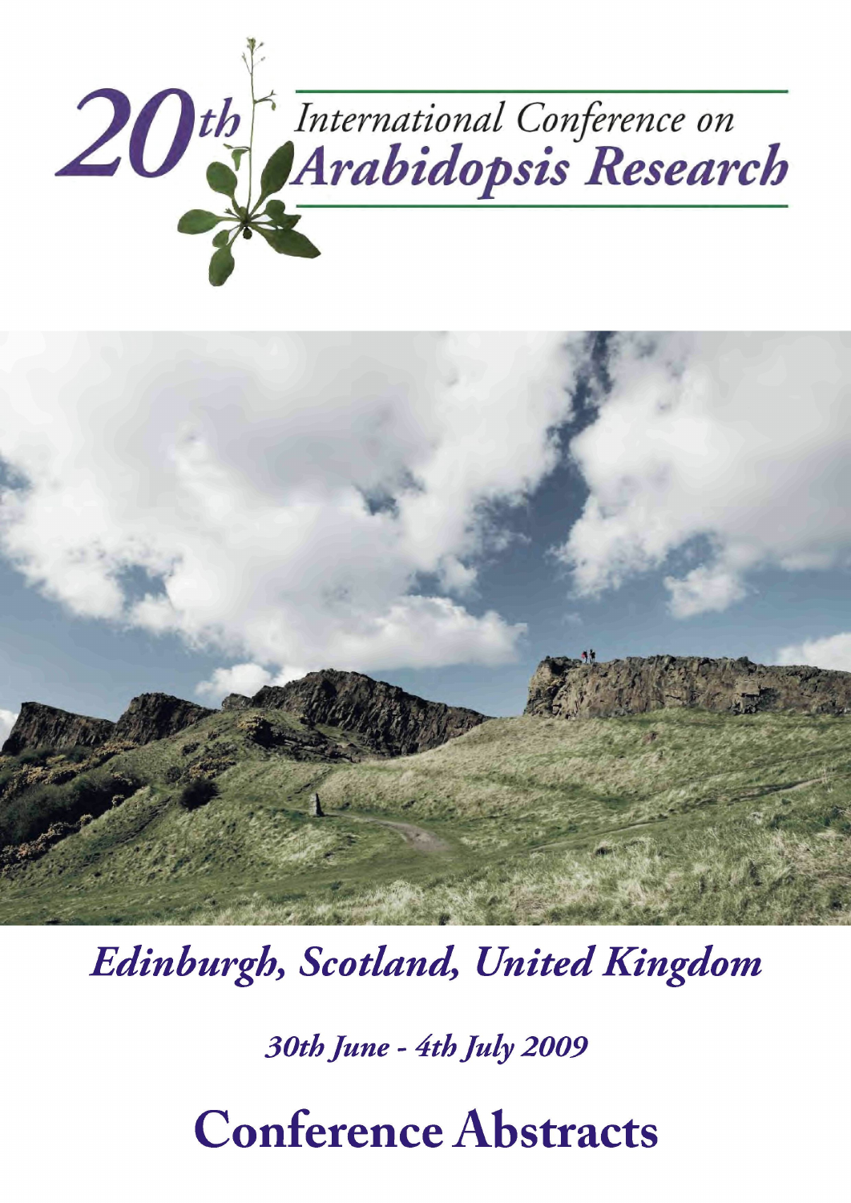# 20th International Conference on Arabidopsis Research

*Edinburgh, Scotland, United Kingdom*

*30th June - 4th July 2009*

# Conference Abstracts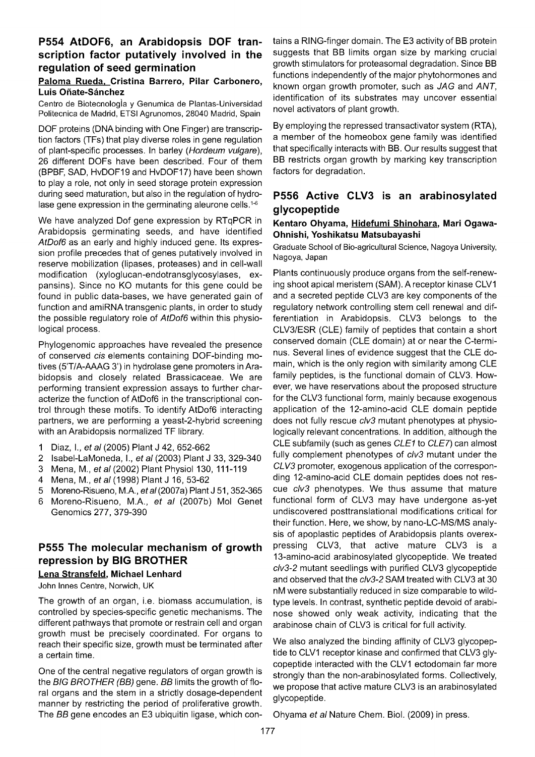## P554 AtDOF6, an Arabidopsis DOF transcription factor putatively involved in the regulation of seed germination

**Paloma Rueda, Cristina Barrero, Pilar Carbonero, Luis Oñate-Sánchez**

Centro de Biotecnologia y Genumica de Plantas-Universidad Politecnica de Madrid, ETSI Agrunomos, 28040 Madrid, Spain

DOF proteins (DNA binding with One Finger) are transcription factors (TFs) that play diverse roles in gene regulation of plant-specific processes. In barley (*Hordeum vulgare*), 26 different DOFs have been described. Four of them (BPBF, SAD, HvDOF19 and HvDOF17) have been shown to play a role, not only in seed storage protein expression during seed maturation, but also in the regulation of hydrolase gene expression in the germinating aleurone cells.[1-6]

We have analyzed Dof gene expression by RTqPCR in Arabidopsis germinating seeds, and have identified *AtDof6* as an early and highly induced gene. Its expression profile precedes that of genes putatively involved in reserve mobilization (lipases, proteases) and in cell-wall modification (xyloglucan-endotransglycosylases, expansins). Since no KO mutants for this gene could be found in public data-bases, we have generated gain of function and amiRNA transgenic plants, in order to study the possible regulatory role of *AtDof6* within this physiological process.

Phylogenomic approaches have revealed the presence of conserved *cis* elements containing DOF-binding motives (5'T/A-AAAG 3') in hydrolase gene promoters in Arabidopsis and closely related Brassicaceae. We are performing transient expression assays to further characterize the function of AtDof6 in the transcriptional control through these motifs. To identify AtDof6 interacting partners, we are performing a yeast-2-hybrid screening with an Arabidopsis normalized TF library.

1. Diaz, I., *et al* (2005) Plant J 42, 652-662
2. Isabel-LaMoneda, I., *et al* (2003) Plant J 33, 329-340
3. Mena, M., *et al* (2002) Plant Physiol 130, 111-119
4. Mena, M., *et al* (1998) Plant J 16, 53-62
5. Moreno-Risueno, M.A., *et al* (2007a) Plant J 51, 352-365
6. Moreno-Risueno, M.A., *et al* (2007b) Mol Genet Genomics 277, 379-390

## P555 The molecular mechanism of growth repression by BIG BROTHER

**Lena Stransfeld, Michael Lenhard**

John Innes Centre, Norwich, UK

The growth of an organ, i.e. biomass accumulation, is controlled by species-specific genetic mechanisms. The different pathways that promote or restrain cell and organ growth must be precisely coordinated. For organs to reach their specific size, growth must be terminated after a certain time.

One of the central negative regulators of organ growth is the *BIG BROTHER (BB)* gene. *BB* limits the growth of floral organs and the stem in a strictly dosage-dependent manner by restricting the period of proliferative growth. The *BB* gene encodes an E3 ubiquitin ligase, which contains a RING-finger domain. The E3 activity of BB protein suggests that BB limits organ size by marking crucial growth stimulators for proteasomal degradation. Since BB functions independently of the major phytohormones and known organ growth promoter, such as *JAG* and *ANT*, identification of its substrates may uncover essential novel activators of plant growth.

By employing the repressed transactivator system (RTA), a member of the homeobox gene family was identified that specifically interacts with BB. Our results suggest that BB restricts organ growth by marking key transcription factors for degradation.

## P556 Active CLV3 is an arabinosylated glycopeptide

**Kentaro Ohyama, Hidefumi Shinohara, Mari Ogawa-Ohnishi, Yoshikatsu Matsubayashi**

Graduate School of Bio-agricultural Science, Nagoya University, Nagoya, Japan

Plants continuously produce organs from the self-renewing shoot apical meristem (SAM). A receptor kinase CLV1 and a secreted peptide CLV3 are key components of the regulatory network controlling stem cell renewal and differentiation in Arabidopsis. CLV3 belongs to the CLV3/ESR (CLE) family of peptides that contain a short conserved domain (CLE domain) at or near the C-terminus. Several lines of evidence suggest that the CLE domain, which is the only region with similarity among CLE family peptides, is the functional domain of CLV3. However, we have reservations about the proposed structure for the CLV3 functional form, mainly because exogenous application of the 12-amino-acid CLE domain peptide does not fully rescue *clv3* mutant phenotypes at physiologically relevant concentrations. In addition, although the CLE subfamily (such as genes *CLE1* to *CLE7*) can almost fully complement phenotypes of *clv3* mutant under the *CLV3* promoter, exogenous application of the corresponding 12-amino-acid CLE domain peptides does not rescue *clv3* phenotypes. We thus assume that mature functional form of CLV3 may have undergone as-yet undiscovered posttranslational modifications critical for their function. Here, we show, by nano-LC-MS/MS analysis of apoplastic peptides of Arabidopsis plants overexpressing CLV3, that active mature CLV3 is a 13-amino-acid arabinosylated glycopeptide. We treated *clv3-2* mutant seedlings with purified CLV3 glycopeptide and observed that the *clv3-2* SAM treated with CLV3 at 30 nM were substantially reduced in size comparable to wild-type levels. In contrast, synthetic peptide devoid of arabinose showed only weak activity, indicating that the arabinose chain of CLV3 is critical for full activity.

We also analyzed the binding affinity of CLV3 glycopeptide to CLV1 receptor kinase and confirmed that CLV3 glycopeptide interacted with the CLV1 ectodomain far more strongly than the non-arabinosylated forms. Collectively, we propose that active mature CLV3 is an arabinosylated glycopeptide.

Ohyama *et al* Nature Chem. Biol. (2009) in press.